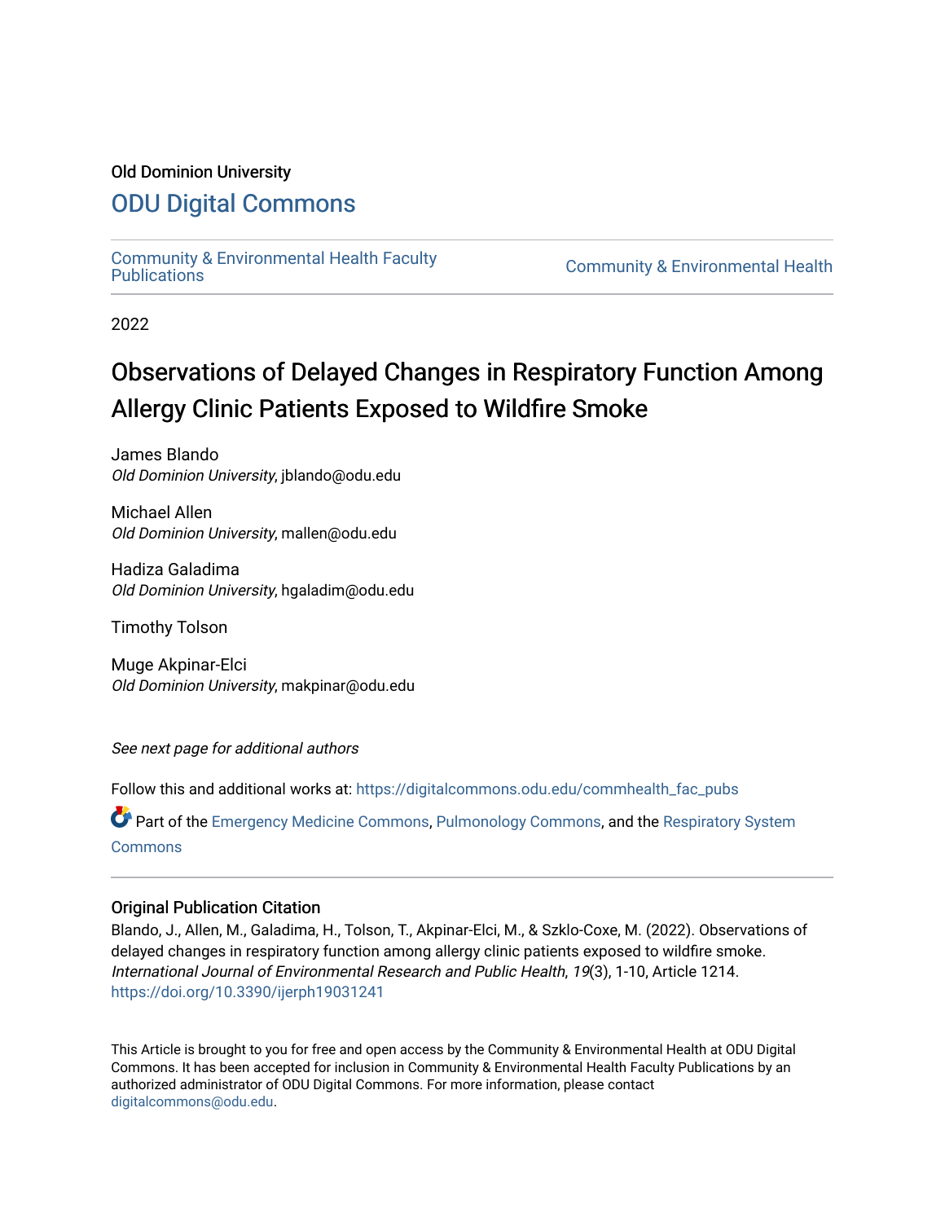Old Dominion University

# ODU Digital Commons

Community & Environmental Health Faculty Publications

Community & Environmental Health

2022

# Observations of Delayed Changes in Respiratory Function Among Allergy Clinic Patients Exposed to Wildfire Smoke

James Blando
*Old Dominion University*, jblando@odu.edu

Michael Allen
*Old Dominion University*, mallen@odu.edu

Hadiza Galadima
*Old Dominion University*, hgaladim@odu.edu

Timothy Tolson

Muge Akpinar-Elci
*Old Dominion University*, makpinar@odu.edu

*See next page for additional authors*

Follow this and additional works at: https://digitalcommons.odu.edu/commhealth_fac_pubs

Part of the Emergency Medicine Commons, Pulmonology Commons, and the Respiratory System Commons

## Original Publication Citation

Blando, J., Allen, M., Galadima, H., Tolson, T., Akpinar-Elci, M., & Szklo-Coxe, M. (2022). Observations of delayed changes in respiratory function among allergy clinic patients exposed to wildfire smoke. *International Journal of Environmental Research and Public Health*, *19*(3), 1-10, Article 1214. https://doi.org/10.3390/ijerph19031241

This Article is brought to you for free and open access by the Community & Environmental Health at ODU Digital Commons. It has been accepted for inclusion in Community & Environmental Health Faculty Publications by an authorized administrator of ODU Digital Commons. For more information, please contact digitalcommons@odu.edu.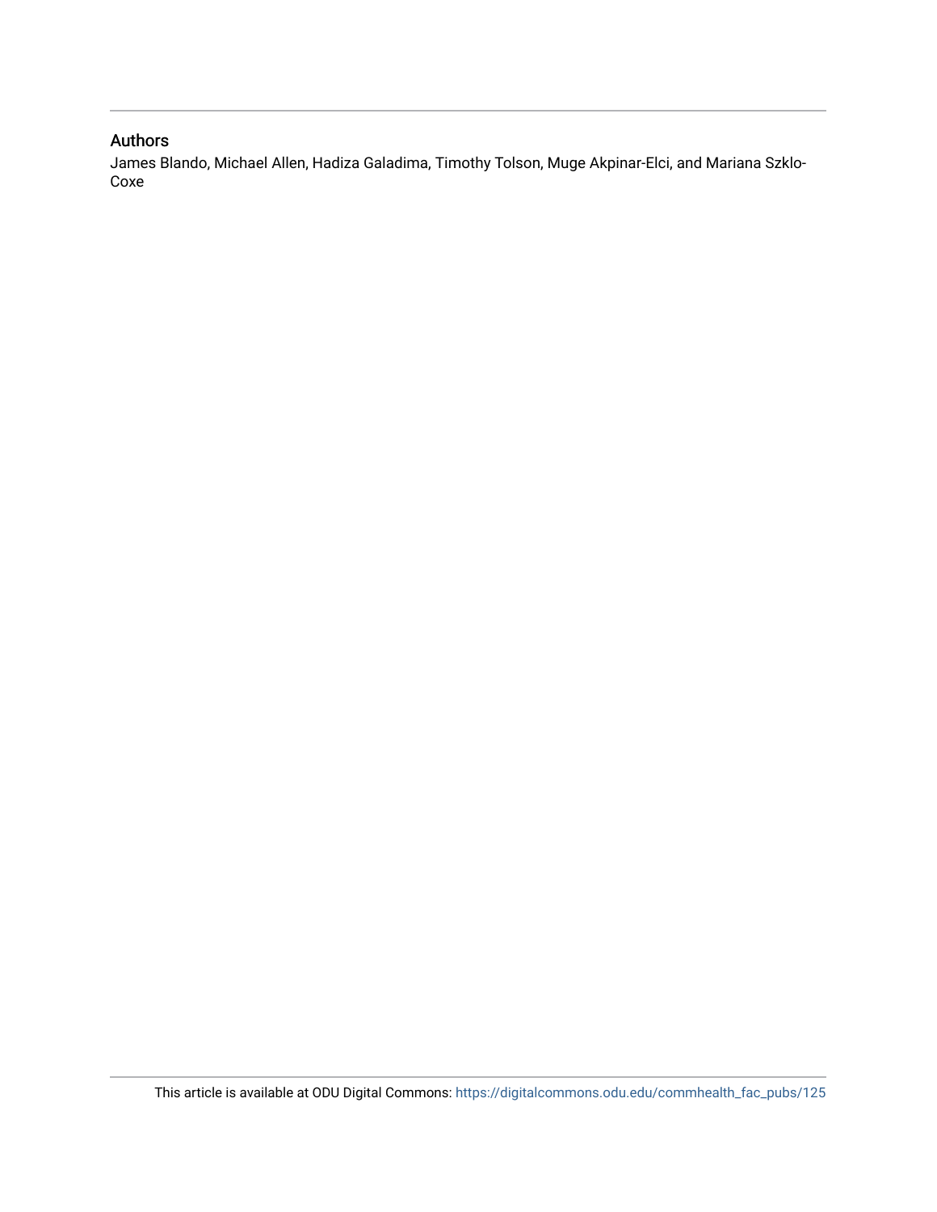## Authors

James Blando, Michael Allen, Hadiza Galadima, Timothy Tolson, Muge Akpinar-Elci, and Mariana Szklo-Coxe

This article is available at ODU Digital Commons: https://digitalcommons.odu.edu/commhealth_fac_pubs/125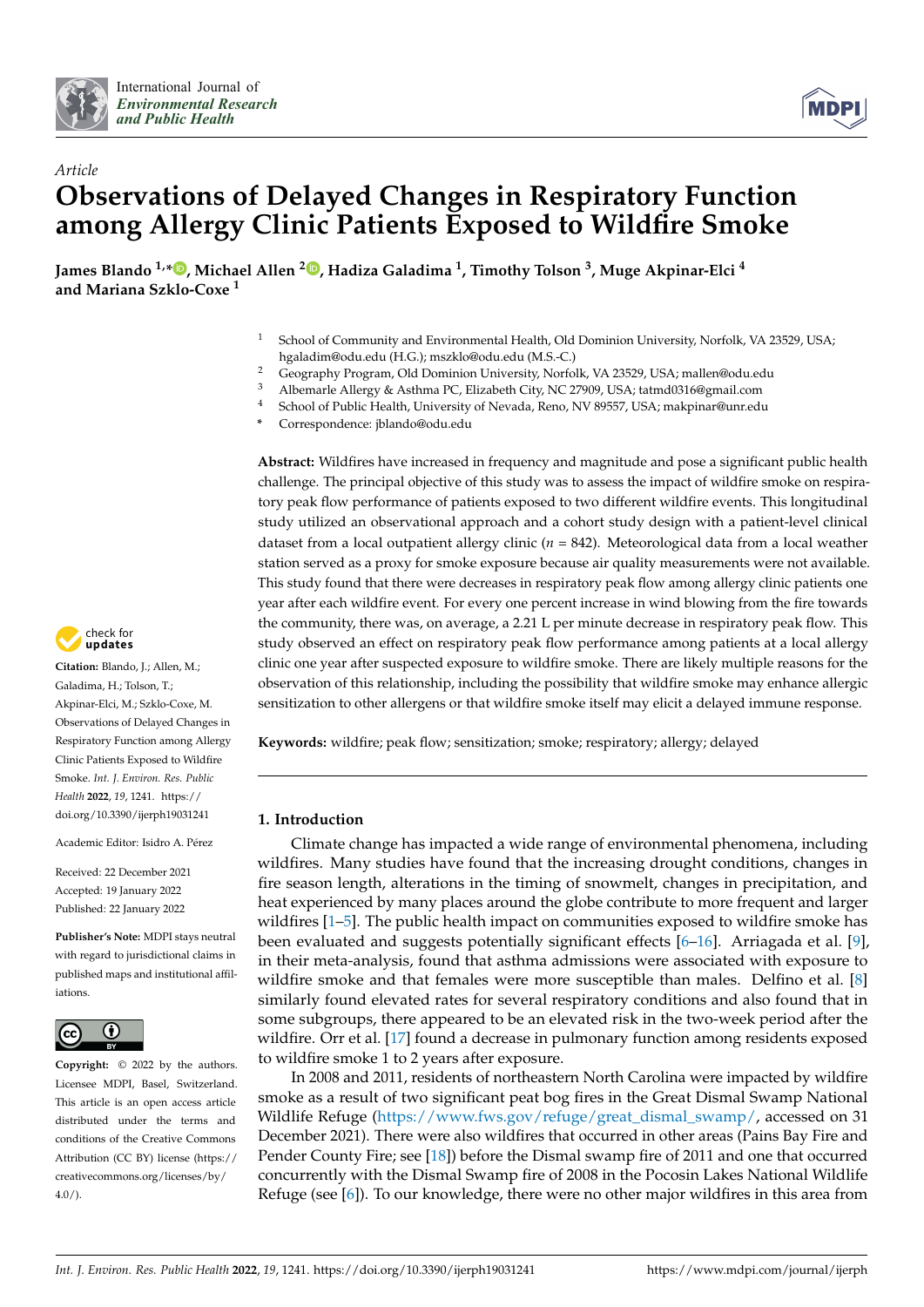Article

# Observations of Delayed Changes in Respiratory Function among Allergy Clinic Patients Exposed to Wildfire Smoke

**James Blando [1,*], Michael Allen [2], Hadiza Galadima [1], Timothy Tolson [3], Muge Akpinar-Elci [4] and Mariana Szklo-Coxe [1]**

[1] School of Community and Environmental Health, Old Dominion University, Norfolk, VA 23529, USA; hgaladim@odu.edu (H.G.); mszklo@odu.edu (M.S.-C.)
[2] Geography Program, Old Dominion University, Norfolk, VA 23529, USA; mallen@odu.edu
[3] Albemarle Allergy & Asthma PC, Elizabeth City, NC 27909, USA; tatmd0316@gmail.com
[4] School of Public Health, University of Nevada, Reno, NV 89557, USA; makpinar@unr.edu
\* Correspondence: jblando@odu.edu

**Abstract:** Wildfires have increased in frequency and magnitude and pose a significant public health challenge. The principal objective of this study was to assess the impact of wildfire smoke on respiratory peak flow performance of patients exposed to two different wildfire events. This longitudinal study utilized an observational approach and a cohort study design with a patient-level clinical dataset from a local outpatient allergy clinic ($n$ = 842). Meteorological data from a local weather station served as a proxy for smoke exposure because air quality measurements were not available. This study found that there were decreases in respiratory peak flow among allergy clinic patients one year after each wildfire event. For every one percent increase in wind blowing from the fire towards the community, there was, on average, a 2.21 L per minute decrease in respiratory peak flow. This study observed an effect on respiratory peak flow performance among patients at a local allergy clinic one year after suspected exposure to wildfire smoke. There are likely multiple reasons for the observation of this relationship, including the possibility that wildfire smoke may enhance allergic sensitization to other allergens or that wildfire smoke itself may elicit a delayed immune response.

**Keywords:** wildfire; peak flow; sensitization; smoke; respiratory; allergy; delayed

**Citation:** Blando, J.; Allen, M.; Galadima, H.; Tolson, T.; Akpinar-Elci, M.; Szklo-Coxe, M. Observations of Delayed Changes in Respiratory Function among Allergy Clinic Patients Exposed to Wildfire Smoke. *Int. J. Environ. Res. Public Health* **2022**, *19*, 1241. https://doi.org/10.3390/ijerph19031241

Academic Editor: Isidro A. Pérez

Received: 22 December 2021
Accepted: 19 January 2022
Published: 22 January 2022

**Publisher's Note:** MDPI stays neutral with regard to jurisdictional claims in published maps and institutional affiliations.

**Copyright:** © 2022 by the authors. Licensee MDPI, Basel, Switzerland. This article is an open access article distributed under the terms and conditions of the Creative Commons Attribution (CC BY) license (https://creativecommons.org/licenses/by/4.0/).

## 1. Introduction

Climate change has impacted a wide range of environmental phenomena, including wildfires. Many studies have found that the increasing drought conditions, changes in fire season length, alterations in the timing of snowmelt, changes in precipitation, and heat experienced by many places around the globe contribute to more frequent and larger wildfires [1–5]. The public health impact on communities exposed to wildfire smoke has been evaluated and suggests potentially significant effects [6–16]. Arriagada et al. [9], in their meta-analysis, found that asthma admissions were associated with exposure to wildfire smoke and that females were more susceptible than males. Delfino et al. [8] similarly found elevated rates for several respiratory conditions and also found that in some subgroups, there appeared to be an elevated risk in the two-week period after the wildfire. Orr et al. [17] found a decrease in pulmonary function among residents exposed to wildfire smoke 1 to 2 years after exposure.

In 2008 and 2011, residents of northeastern North Carolina were impacted by wildfire smoke as a result of two significant peat bog fires in the Great Dismal Swamp National Wildlife Refuge (https://www.fws.gov/refuge/great_dismal_swamp/, accessed on 31 December 2021). There were also wildfires that occurred in other areas (Pains Bay Fire and Pender County Fire; see [18]) before the Dismal swamp fire of 2011 and one that occurred concurrently with the Dismal Swamp fire of 2008 in the Pocosin Lakes National Wildlife Refuge (see [6]). To our knowledge, there were no other major wildfires in this area from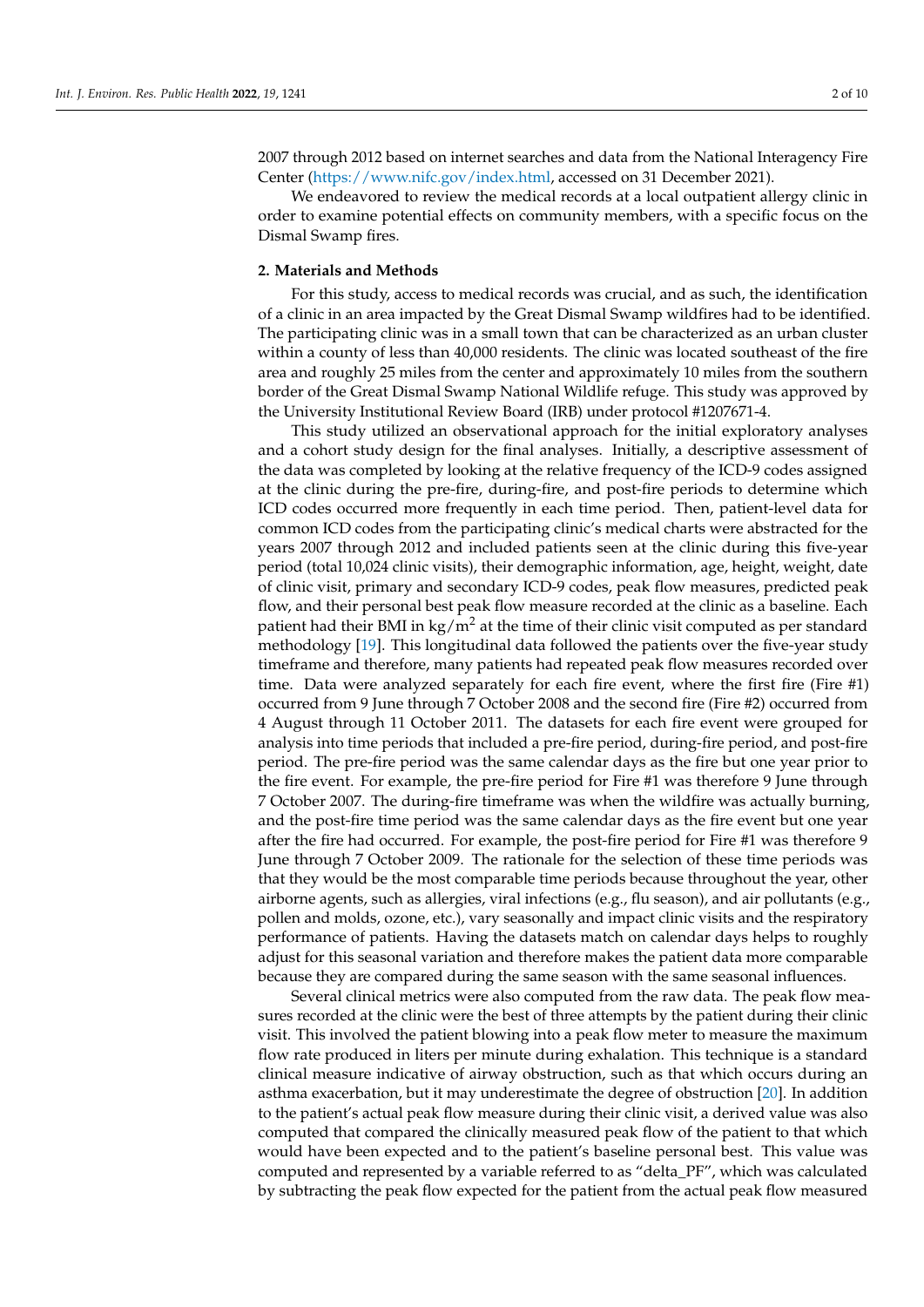2007 through 2012 based on internet searches and data from the National Interagency Fire Center (https://www.nifc.gov/index.html, accessed on 31 December 2021).

We endeavored to review the medical records at a local outpatient allergy clinic in order to examine potential effects on community members, with a specific focus on the Dismal Swamp fires.

## 2. Materials and Methods

For this study, access to medical records was crucial, and as such, the identification of a clinic in an area impacted by the Great Dismal Swamp wildfires had to be identified. The participating clinic was in a small town that can be characterized as an urban cluster within a county of less than 40,000 residents. The clinic was located southeast of the fire area and roughly 25 miles from the center and approximately 10 miles from the southern border of the Great Dismal Swamp National Wildlife refuge. This study was approved by the University Institutional Review Board (IRB) under protocol #1207671-4.

This study utilized an observational approach for the initial exploratory analyses and a cohort study design for the final analyses. Initially, a descriptive assessment of the data was completed by looking at the relative frequency of the ICD-9 codes assigned at the clinic during the pre-fire, during-fire, and post-fire periods to determine which ICD codes occurred more frequently in each time period. Then, patient-level data for common ICD codes from the participating clinic's medical charts were abstracted for the years 2007 through 2012 and included patients seen at the clinic during this five-year period (total 10,024 clinic visits), their demographic information, age, height, weight, date of clinic visit, primary and secondary ICD-9 codes, peak flow measures, predicted peak flow, and their personal best peak flow measure recorded at the clinic as a baseline. Each patient had their BMI in $kg/m^2$ at the time of their clinic visit computed as per standard methodology [19]. This longitudinal data followed the patients over the five-year study timeframe and therefore, many patients had repeated peak flow measures recorded over time. Data were analyzed separately for each fire event, where the first fire (Fire #1) occurred from 9 June through 7 October 2008 and the second fire (Fire #2) occurred from 4 August through 11 October 2011. The datasets for each fire event were grouped for analysis into time periods that included a pre-fire period, during-fire period, and post-fire period. The pre-fire period was the same calendar days as the fire but one year prior to the fire event. For example, the pre-fire period for Fire #1 was therefore 9 June through 7 October 2007. The during-fire timeframe was when the wildfire was actually burning, and the post-fire time period was the same calendar days as the fire event but one year after the fire had occurred. For example, the post-fire period for Fire #1 was therefore 9 June through 7 October 2009. The rationale for the selection of these time periods was that they would be the most comparable time periods because throughout the year, other airborne agents, such as allergies, viral infections (e.g., flu season), and air pollutants (e.g., pollen and molds, ozone, etc.), vary seasonally and impact clinic visits and the respiratory performance of patients. Having the datasets match on calendar days helps to roughly adjust for this seasonal variation and therefore makes the patient data more comparable because they are compared during the same season with the same seasonal influences.

Several clinical metrics were also computed from the raw data. The peak flow measures recorded at the clinic were the best of three attempts by the patient during their clinic visit. This involved the patient blowing into a peak flow meter to measure the maximum flow rate produced in liters per minute during exhalation. This technique is a standard clinical measure indicative of airway obstruction, such as that which occurs during an asthma exacerbation, but it may underestimate the degree of obstruction [20]. In addition to the patient's actual peak flow measure during their clinic visit, a derived value was also computed that compared the clinically measured peak flow of the patient to that which would have been expected and to the patient's baseline personal best. This value was computed and represented by a variable referred to as "delta_PF", which was calculated by subtracting the peak flow expected for the patient from the actual peak flow measured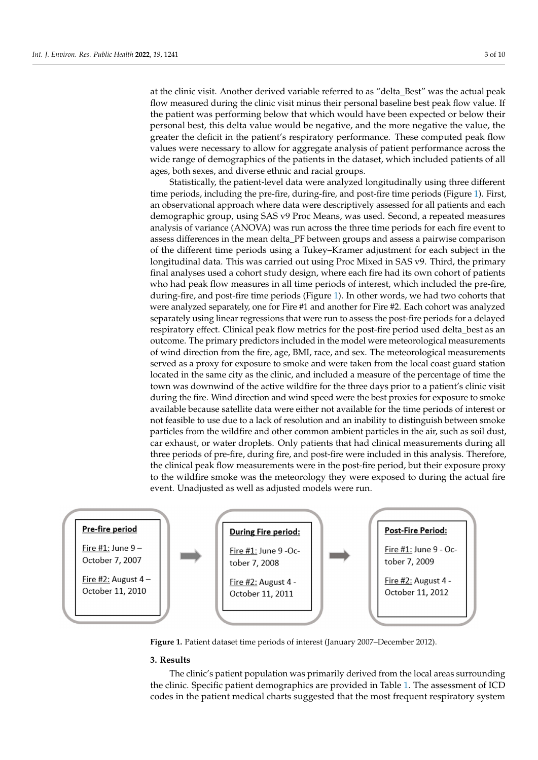at the clinic visit. Another derived variable referred to as "delta_Best" was the actual peak flow measured during the clinic visit minus their personal baseline best peak flow value. If the patient was performing below that which would have been expected or below their personal best, this delta value would be negative, and the more negative the value, the greater the deficit in the patient's respiratory performance. These computed peak flow values were necessary to allow for aggregate analysis of patient performance across the wide range of demographics of the patients in the dataset, which included patients of all ages, both sexes, and diverse ethnic and racial groups.

Statistically, the patient-level data were analyzed longitudinally using three different time periods, including the pre-fire, during-fire, and post-fire time periods (Figure 1). First, an observational approach where data were descriptively assessed for all patients and each demographic group, using SAS v9 Proc Means, was used. Second, a repeated measures analysis of variance (ANOVA) was run across the three time periods for each fire event to assess differences in the mean delta_PF between groups and assess a pairwise comparison of the different time periods using a Tukey–Kramer adjustment for each subject in the longitudinal data. This was carried out using Proc Mixed in SAS v9. Third, the primary final analyses used a cohort study design, where each fire had its own cohort of patients who had peak flow measures in all time periods of interest, which included the pre-fire, during-fire, and post-fire time periods (Figure 1). In other words, we had two cohorts that were analyzed separately, one for Fire #1 and another for Fire #2. Each cohort was analyzed separately using linear regressions that were run to assess the post-fire periods for a delayed respiratory effect. Clinical peak flow metrics for the post-fire period used delta_best as an outcome. The primary predictors included in the model were meteorological measurements of wind direction from the fire, age, BMI, race, and sex. The meteorological measurements served as a proxy for exposure to smoke and were taken from the local coast guard station located in the same city as the clinic, and included a measure of the percentage of time the town was downwind of the active wildfire for the three days prior to a patient's clinic visit during the fire. Wind direction and wind speed were the best proxies for exposure to smoke available because satellite data were either not available for the time periods of interest or not feasible to use due to a lack of resolution and an inability to distinguish between smoke particles from the wildfire and other common ambient particles in the air, such as soil dust, car exhaust, or water droplets. Only patients that had clinical measurements during all three periods of pre-fire, during fire, and post-fire were included in this analysis. Therefore, the clinical peak flow measurements were in the post-fire period, but their exposure proxy to the wildfire smoke was the meteorology they were exposed to during the actual fire event. Unadjusted as well as adjusted models were run.

| **Pre-fire period** | **During Fire period:** | **Post-Fire Period:** |
|---|---|---|
| Fire #1: June 9 – October 7, 2007 | Fire #1: June 9 - October 7, 2008 | Fire #1: June 9 - October 7, 2009 |
| Fire #2: August 4 – October 11, 2010 | Fire #2: August 4 - October 11, 2011 | Fire #2: August 4 - October 11, 2012 |

**Figure 1.** Patient dataset time periods of interest (January 2007–December 2012).

## 3. Results

The clinic's patient population was primarily derived from the local areas surrounding the clinic. Specific patient demographics are provided in Table 1. The assessment of ICD codes in the patient medical charts suggested that the most frequent respiratory system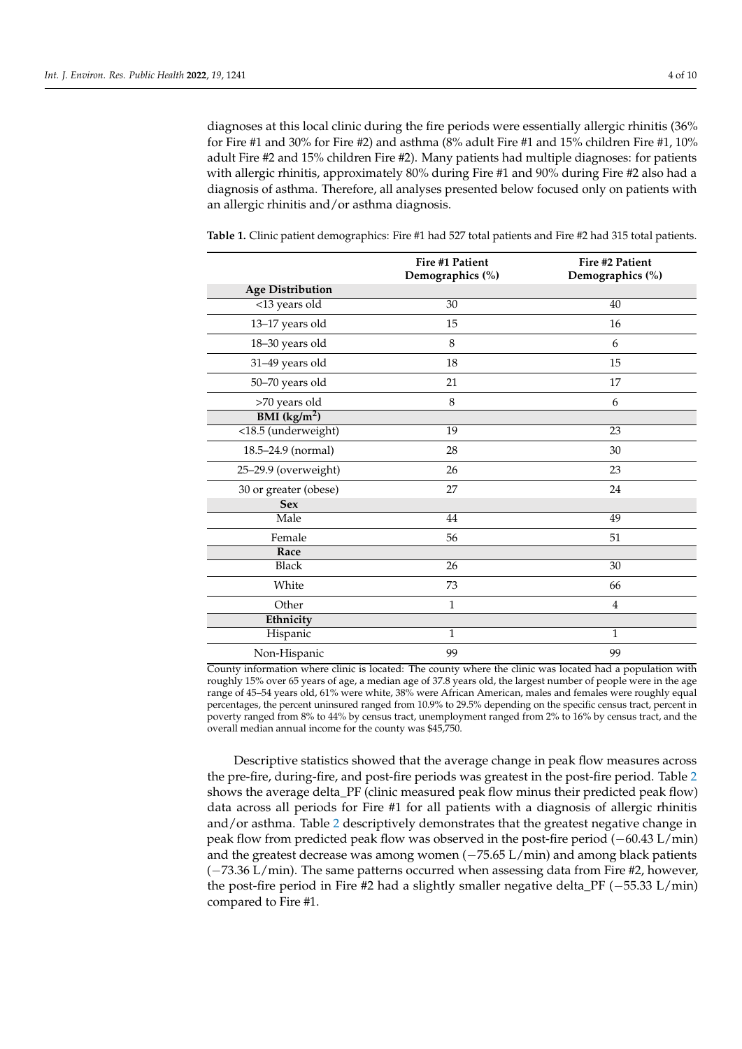diagnoses at this local clinic during the fire periods were essentially allergic rhinitis (36% for Fire #1 and 30% for Fire #2) and asthma (8% adult Fire #1 and 15% children Fire #1, 10% adult Fire #2 and 15% children Fire #2). Many patients had multiple diagnoses: for patients with allergic rhinitis, approximately 80% during Fire #1 and 90% during Fire #2 also had a diagnosis of asthma. Therefore, all analyses presented below focused only on patients with an allergic rhinitis and/or asthma diagnosis.

**Table 1.** Clinic patient demographics: Fire #1 had 527 total patients and Fire #2 had 315 total patients.

| | Fire #1 Patient Demographics (%) | Fire #2 Patient Demographics (%) |
|---|---|---|
| **Age Distribution** | | |
| <13 years old | 30 | 40 |
| 13–17 years old | 15 | 16 |
| 18–30 years old | 8 | 6 |
| 31–49 years old | 18 | 15 |
| 50–70 years old | 21 | 17 |
| >70 years old | 8 | 6 |
| **BMI (kg/m$^2$)** | | |
| <18.5 (underweight) | 19 | 23 |
| 18.5–24.9 (normal) | 28 | 30 |
| 25–29.9 (overweight) | 26 | 23 |
| 30 or greater (obese) | 27 | 24 |
| **Sex** | | |
| Male | 44 | 49 |
| Female | 56 | 51 |
| **Race** | | |
| Black | 26 | 30 |
| White | 73 | 66 |
| Other | 1 | 4 |
| **Ethnicity** | | |
| Hispanic | 1 | 1 |
| Non-Hispanic | 99 | 99 |

County information where clinic is located: The county where the clinic was located had a population with roughly 15% over 65 years of age, a median age of 37.8 years old, the largest number of people were in the age range of 45–54 years old, 61% were white, 38% were African American, males and females were roughly equal percentages, the percent uninsured ranged from 10.9% to 29.5% depending on the specific census tract, percent in poverty ranged from 8% to 44% by census tract, unemployment ranged from 2% to 16% by census tract, and the overall median annual income for the county was $45,750.

Descriptive statistics showed that the average change in peak flow measures across the pre-fire, during-fire, and post-fire periods was greatest in the post-fire period. Table 2 shows the average delta_PF (clinic measured peak flow minus their predicted peak flow) data across all periods for Fire #1 for all patients with a diagnosis of allergic rhinitis and/or asthma. Table 2 descriptively demonstrates that the greatest negative change in peak flow from predicted peak flow was observed in the post-fire period (−60.43 L/min) and the greatest decrease was among women (−75.65 L/min) and among black patients (−73.36 L/min). The same patterns occurred when assessing data from Fire #2, however, the post-fire period in Fire #2 had a slightly smaller negative delta_PF (−55.33 L/min) compared to Fire #1.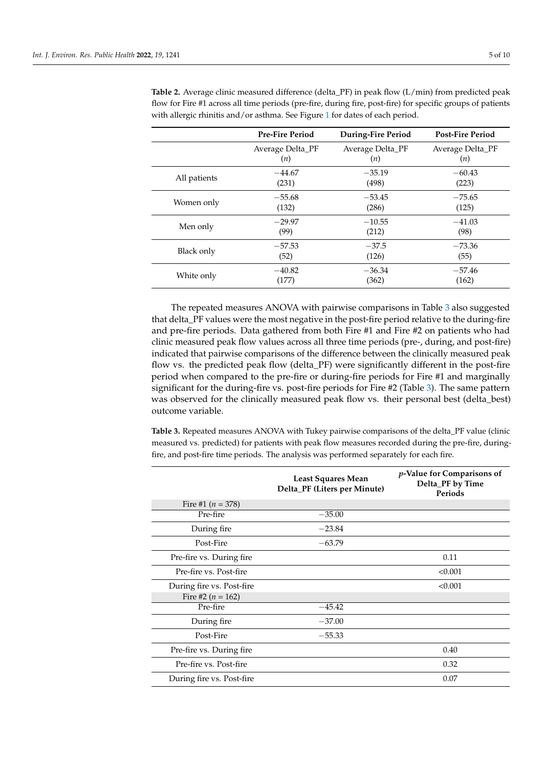**Table 2.** Average clinic measured difference (delta_PF) in peak flow (L/min) from predicted peak flow for Fire #1 across all time periods (pre-fire, during fire, post-fire) for specific groups of patients with allergic rhinitis and/or asthma. See Figure 1 for dates of each period.

| | Pre-Fire Period | During-Fire Period | Post-Fire Period |
|---|---|---|---|
| | Average Delta_PF (*n*) | Average Delta_PF (*n*) | Average Delta_PF (*n*) |
| All patients | −44.67 (231) | −35.19 (498) | −60.43 (223) |
| Women only | −55.68 (132) | −53.45 (286) | −75.65 (125) |
| Men only | −29.97 (99) | −10.55 (212) | −41.03 (98) |
| Black only | −57.53 (52) | −37.5 (126) | −73.36 (55) |
| White only | −40.82 (177) | −36.34 (362) | −57.46 (162) |

The repeated measures ANOVA with pairwise comparisons in Table 3 also suggested that delta_PF values were the most negative in the post-fire period relative to the during-fire and pre-fire periods. Data gathered from both Fire #1 and Fire #2 on patients who had clinic measured peak flow values across all three time periods (pre-, during, and post-fire) indicated that pairwise comparisons of the difference between the clinically measured peak flow vs. the predicted peak flow (delta_PF) were significantly different in the post-fire period when compared to the pre-fire or during-fire periods for Fire #1 and marginally significant for the during-fire vs. post-fire periods for Fire #2 (Table 3). The same pattern was observed for the clinically measured peak flow vs. their personal best (delta_best) outcome variable.

**Table 3.** Repeated measures ANOVA with Tukey pairwise comparisons of the delta_PF value (clinic measured vs. predicted) for patients with peak flow measures recorded during the pre-fire, during-fire, and post-fire time periods. The analysis was performed separately for each fire.

| | Least Squares Mean Delta_PF (Liters per Minute) | *p*-Value for Comparisons of Delta_PF by Time Periods |
|---|---|---|
| Fire #1 ($n$ = 378) | | |
| Pre-fire | −35.00 | |
| During fire | −23.84 | |
| Post-Fire | −63.79 | |
| Pre-fire vs. During fire | | 0.11 |
| Pre-fire vs. Post-fire | | <0.001 |
| During fire vs. Post-fire | | <0.001 |
| Fire #2 ($n$ = 162) | | |
| Pre-fire | −45.42 | |
| During fire | −37.00 | |
| Post-Fire | −55.33 | |
| Pre-fire vs. During fire | | 0.40 |
| Pre-fire vs. Post-fire | | 0.32 |
| During fire vs. Post-fire | | 0.07 |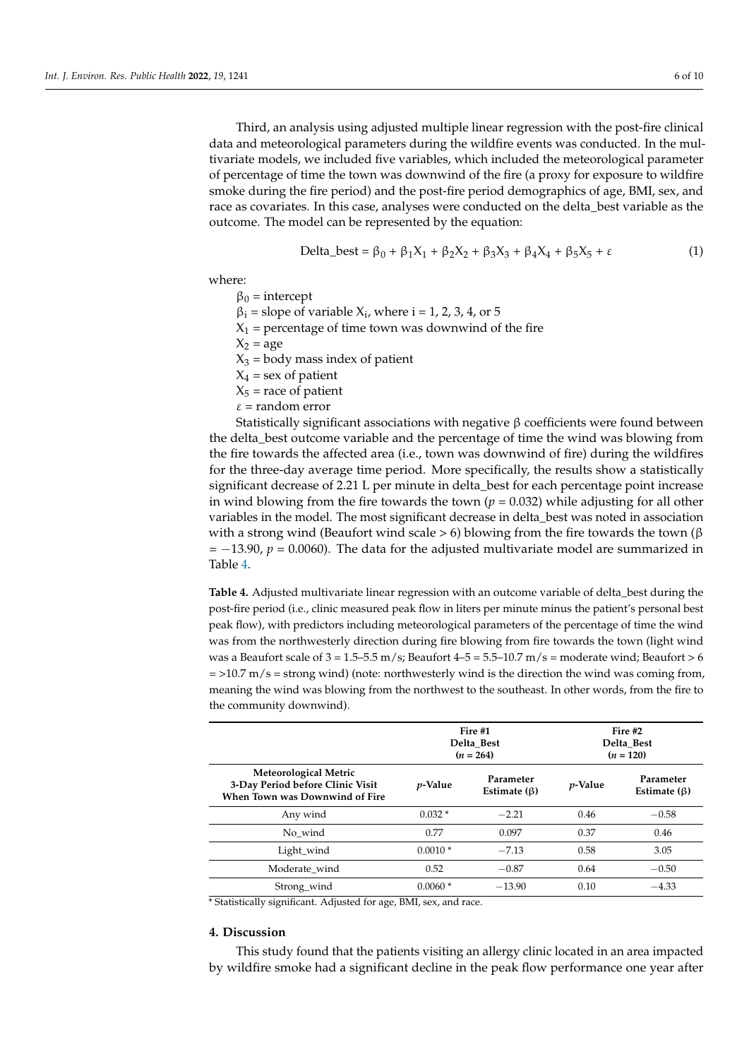Third, an analysis using adjusted multiple linear regression with the post-fire clinical data and meteorological parameters during the wildfire events was conducted. In the multivariate models, we included five variables, which included the meteorological parameter of percentage of time the town was downwind of the fire (a proxy for exposure to wildfire smoke during the fire period) and the post-fire period demographics of age, BMI, sex, and race as covariates. In this case, analyses were conducted on the delta_best variable as the outcome. The model can be represented by the equation:

$$\text{Delta\_best} = \beta_0 + \beta_1 X_1 + \beta_2 X_2 + \beta_3 X_3 + \beta_4 X_4 + \beta_5 X_5 + \varepsilon \quad (1)$$

where:

$\beta_0$ = intercept
$\beta_i$ = slope of variable $X_i$, where i = 1, 2, 3, 4, or 5
$X_1$ = percentage of time town was downwind of the fire
$X_2$ = age
$X_3$ = body mass index of patient
$X_4$ = sex of patient
$X_5$ = race of patient
$\varepsilon$ = random error

Statistically significant associations with negative β coefficients were found between the delta_best outcome variable and the percentage of time the wind was blowing from the fire towards the affected area (i.e., town was downwind of fire) during the wildfires for the three-day average time period. More specifically, the results show a statistically significant decrease of 2.21 L per minute in delta_best for each percentage point increase in wind blowing from the fire towards the town ($p = 0.032$) while adjusting for all other variables in the model. The most significant decrease in delta_best was noted in association with a strong wind (Beaufort wind scale > 6) blowing from the fire towards the town ($\beta = -13.90$, $p = 0.0060$). The data for the adjusted multivariate model are summarized in Table 4.

**Table 4.** Adjusted multivariate linear regression with an outcome variable of delta_best during the post-fire period (i.e., clinic measured peak flow in liters per minute minus the patient's personal best peak flow), with predictors including meteorological parameters of the percentage of time the wind was from the northwesterly direction during fire blowing from fire towards the town (light wind was a Beaufort scale of 3 = 1.5–5.5 m/s; Beaufort 4–5 = 5.5–10.7 m/s = moderate wind; Beaufort > 6 = >10.7 m/s = strong wind) (note: northwesterly wind is the direction the wind was coming from, meaning the wind was blowing from the northwest to the southeast. In other words, from the fire to the community downwind).

| | Fire #1 Delta_Best ($n$ = 264) | | Fire #2 Delta_Best ($n$ = 120) | |
|---|---|---|---|---|
| **Meteorological Metric 3-Day Period before Clinic Visit When Town was Downwind of Fire** | ***p*-Value** | **Parameter Estimate (β)** | ***p*-Value** | **Parameter Estimate (β)** |
| Any wind | 0.032 * | −2.21 | 0.46 | −0.58 |
| No_wind | 0.77 | 0.097 | 0.37 | 0.46 |
| Light_wind | 0.0010 * | −7.13 | 0.58 | 3.05 |
| Moderate_wind | 0.52 | −0.87 | 0.64 | −0.50 |
| Strong_wind | 0.0060 * | −13.90 | 0.10 | −4.33 |

* Statistically significant. Adjusted for age, BMI, sex, and race.

## 4. Discussion

This study found that the patients visiting an allergy clinic located in an area impacted by wildfire smoke had a significant decline in the peak flow performance one year after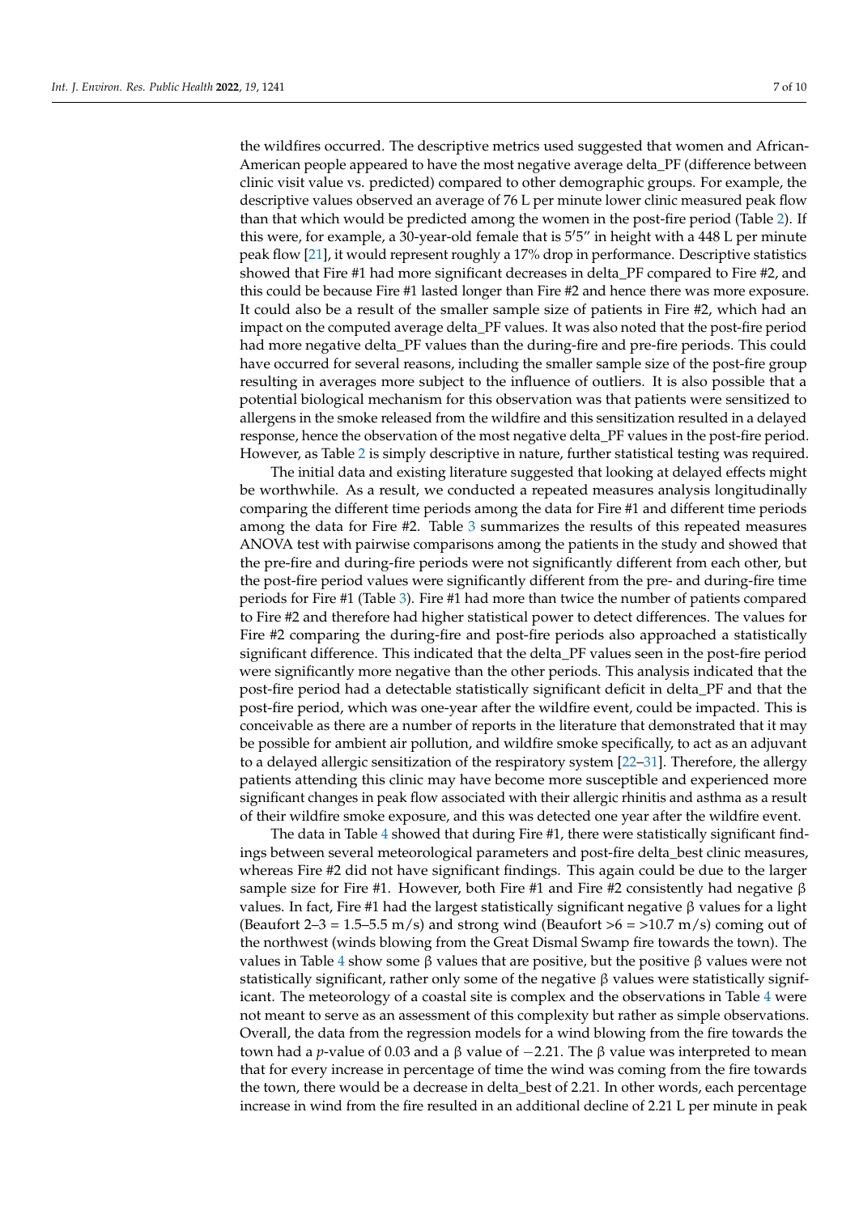the wildfires occurred. The descriptive metrics used suggested that women and African-American people appeared to have the most negative average delta_PF (difference between clinic visit value vs. predicted) compared to other demographic groups. For example, the descriptive values observed an average of 76 L per minute lower clinic measured peak flow than that which would be predicted among the women in the post-fire period (Table 2). If this were, for example, a 30-year-old female that is 5′5″ in height with a 448 L per minute peak flow [21], it would represent roughly a 17% drop in performance. Descriptive statistics showed that Fire #1 had more significant decreases in delta_PF compared to Fire #2, and this could be because Fire #1 lasted longer than Fire #2 and hence there was more exposure. It could also be a result of the smaller sample size of patients in Fire #2, which had an impact on the computed average delta_PF values. It was also noted that the post-fire period had more negative delta_PF values than the during-fire and pre-fire periods. This could have occurred for several reasons, including the smaller sample size of the post-fire group resulting in averages more subject to the influence of outliers. It is also possible that a potential biological mechanism for this observation was that patients were sensitized to allergens in the smoke released from the wildfire and this sensitization resulted in a delayed response, hence the observation of the most negative delta_PF values in the post-fire period. However, as Table 2 is simply descriptive in nature, further statistical testing was required.

The initial data and existing literature suggested that looking at delayed effects might be worthwhile. As a result, we conducted a repeated measures analysis longitudinally comparing the different time periods among the data for Fire #1 and different time periods among the data for Fire #2. Table 3 summarizes the results of this repeated measures ANOVA test with pairwise comparisons among the patients in the study and showed that the pre-fire and during-fire periods were not significantly different from each other, but the post-fire period values were significantly different from the pre- and during-fire time periods for Fire #1 (Table 3). Fire #1 had more than twice the number of patients compared to Fire #2 and therefore had higher statistical power to detect differences. The values for Fire #2 comparing the during-fire and post-fire periods also approached a statistically significant difference. This indicated that the delta_PF values seen in the post-fire period were significantly more negative than the other periods. This analysis indicated that the post-fire period had a detectable statistically significant deficit in delta_PF and that the post-fire period, which was one-year after the wildfire event, could be impacted. This is conceivable as there are a number of reports in the literature that demonstrated that it may be possible for ambient air pollution, and wildfire smoke specifically, to act as an adjuvant to a delayed allergic sensitization of the respiratory system [22–31]. Therefore, the allergy patients attending this clinic may have become more susceptible and experienced more significant changes in peak flow associated with their allergic rhinitis and asthma as a result of their wildfire smoke exposure, and this was detected one year after the wildfire event.

The data in Table 4 showed that during Fire #1, there were statistically significant findings between several meteorological parameters and post-fire delta_best clinic measures, whereas Fire #2 did not have significant findings. This again could be due to the larger sample size for Fire #1. However, both Fire #1 and Fire #2 consistently had negative β values. In fact, Fire #1 had the largest statistically significant negative β values for a light (Beaufort 2–3 = 1.5–5.5 m/s) and strong wind (Beaufort >6 = >10.7 m/s) coming out of the northwest (winds blowing from the Great Dismal Swamp fire towards the town). The values in Table 4 show some β values that are positive, but the positive β values were not statistically significant, rather only some of the negative β values were statistically significant. The meteorology of a coastal site is complex and the observations in Table 4 were not meant to serve as an assessment of this complexity but rather as simple observations. Overall, the data from the regression models for a wind blowing from the fire towards the town had a $p$-value of 0.03 and a β value of −2.21. The β value was interpreted to mean that for every increase in percentage of time the wind was coming from the fire towards the town, there would be a decrease in delta_best of 2.21. In other words, each percentage increase in wind from the fire resulted in an additional decline of 2.21 L per minute in peak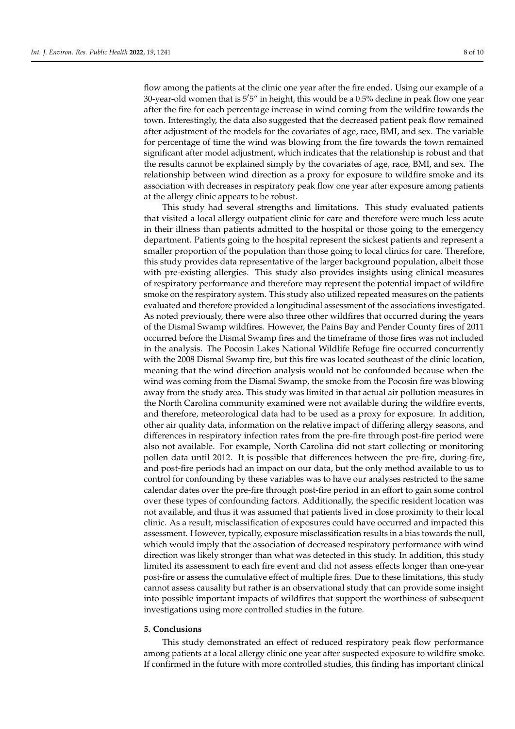flow among the patients at the clinic one year after the fire ended. Using our example of a 30-year-old women that is 5′5″ in height, this would be a 0.5% decline in peak flow one year after the fire for each percentage increase in wind coming from the wildfire towards the town. Interestingly, the data also suggested that the decreased patient peak flow remained after adjustment of the models for the covariates of age, race, BMI, and sex. The variable for percentage of time the wind was blowing from the fire towards the town remained significant after model adjustment, which indicates that the relationship is robust and that the results cannot be explained simply by the covariates of age, race, BMI, and sex. The relationship between wind direction as a proxy for exposure to wildfire smoke and its association with decreases in respiratory peak flow one year after exposure among patients at the allergy clinic appears to be robust.

This study had several strengths and limitations. This study evaluated patients that visited a local allergy outpatient clinic for care and therefore were much less acute in their illness than patients admitted to the hospital or those going to the emergency department. Patients going to the hospital represent the sickest patients and represent a smaller proportion of the population than those going to local clinics for care. Therefore, this study provides data representative of the larger background population, albeit those with pre-existing allergies. This study also provides insights using clinical measures of respiratory performance and therefore may represent the potential impact of wildfire smoke on the respiratory system. This study also utilized repeated measures on the patients evaluated and therefore provided a longitudinal assessment of the associations investigated. As noted previously, there were also three other wildfires that occurred during the years of the Dismal Swamp wildfires. However, the Pains Bay and Pender County fires of 2011 occurred before the Dismal Swamp fires and the timeframe of those fires was not included in the analysis. The Pocosin Lakes National Wildlife Refuge fire occurred concurrently with the 2008 Dismal Swamp fire, but this fire was located southeast of the clinic location, meaning that the wind direction analysis would not be confounded because when the wind was coming from the Dismal Swamp, the smoke from the Pocosin fire was blowing away from the study area. This study was limited in that actual air pollution measures in the North Carolina community examined were not available during the wildfire events, and therefore, meteorological data had to be used as a proxy for exposure. In addition, other air quality data, information on the relative impact of differing allergy seasons, and differences in respiratory infection rates from the pre-fire through post-fire period were also not available. For example, North Carolina did not start collecting or monitoring pollen data until 2012. It is possible that differences between the pre-fire, during-fire, and post-fire periods had an impact on our data, but the only method available to us to control for confounding by these variables was to have our analyses restricted to the same calendar dates over the pre-fire through post-fire period in an effort to gain some control over these types of confounding factors. Additionally, the specific resident location was not available, and thus it was assumed that patients lived in close proximity to their local clinic. As a result, misclassification of exposures could have occurred and impacted this assessment. However, typically, exposure misclassification results in a bias towards the null, which would imply that the association of decreased respiratory performance with wind direction was likely stronger than what was detected in this study. In addition, this study limited its assessment to each fire event and did not assess effects longer than one-year post-fire or assess the cumulative effect of multiple fires. Due to these limitations, this study cannot assess causality but rather is an observational study that can provide some insight into possible important impacts of wildfires that support the worthiness of subsequent investigations using more controlled studies in the future.

## 5. Conclusions

This study demonstrated an effect of reduced respiratory peak flow performance among patients at a local allergy clinic one year after suspected exposure to wildfire smoke. If confirmed in the future with more controlled studies, this finding has important clinical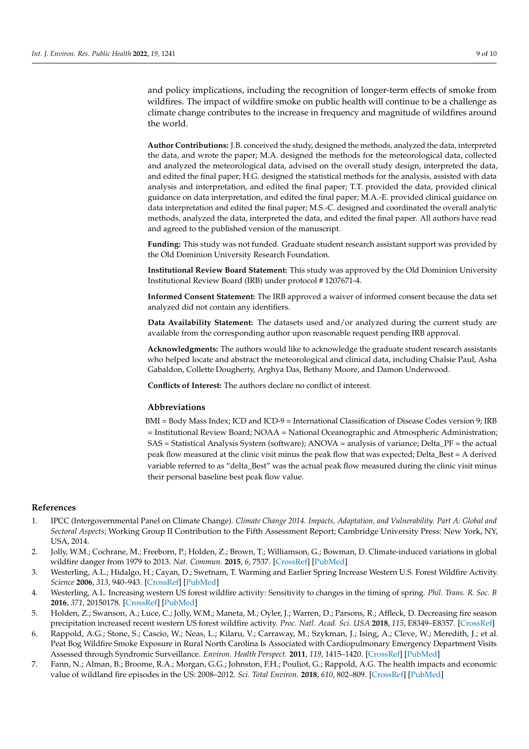and policy implications, including the recognition of longer-term effects of smoke from wildfires. The impact of wildfire smoke on public health will continue to be a challenge as climate change contributes to the increase in frequency and magnitude of wildfires around the world.

**Author Contributions:** J.B. conceived the study, designed the methods, analyzed the data, interpreted the data, and wrote the paper; M.A. designed the methods for the meteorological data, collected and analyzed the meteorological data, advised on the overall study design, interpreted the data, and edited the final paper; H.G. designed the statistical methods for the analysis, assisted with data analysis and interpretation, and edited the final paper; T.T. provided the data, provided clinical guidance on data interpretation, and edited the final paper; M.A.-E. provided clinical guidance on data interpretation and edited the final paper; M.S.-C. designed and coordinated the overall analytic methods, analyzed the data, interpreted the data, and edited the final paper. All authors have read and agreed to the published version of the manuscript.

**Funding:** This study was not funded. Graduate student research assistant support was provided by the Old Dominion University Research Foundation.

**Institutional Review Board Statement:** This study was approved by the Old Dominion University Institutional Review Board (IRB) under protocol # 1207671-4.

**Informed Consent Statement:** The IRB approved a waiver of informed consent because the data set analyzed did not contain any identifiers.

**Data Availability Statement:** The datasets used and/or analyzed during the current study are available from the corresponding author upon reasonable request pending IRB approval.

**Acknowledgments:** The authors would like to acknowledge the graduate student research assistants who helped locate and abstract the meteorological and clinical data, including Chalsie Paul, Asha Gabaldon, Collette Dougherty, Arghya Das, Bethany Moore, and Damon Underwood.

**Conflicts of Interest:** The authors declare no conflict of interest.

## Abbreviations

BMI = Body Mass Index; ICD and ICD-9 = International Classification of Disease Codes version 9; IRB = Institutional Review Board; NOAA = National Oceanographic and Atmospheric Administration; SAS = Statistical Analysis System (software); ANOVA = analysis of variance; Delta_PF = the actual peak flow measured at the clinic visit minus the peak flow that was expected; Delta_Best = A derived variable referred to as "delta_Best" was the actual peak flow measured during the clinic visit minus their personal baseline best peak flow value.

## References

1. IPCC (Intergovernmental Panel on Climate Change). *Climate Change 2014. Impacts, Adaptation, and Vulnerability. Part A: Global and Sectoral Aspects*; Working Group II Contribution to the Fifth Assessment Report; Cambridge University Press: New York, NY, USA, 2014.
2. Jolly, W.M.; Cochrane, M.; Freeborn, P.; Holden, Z.; Brown, T.; Williamson, G.; Bowman, D. Climate-induced variations in global wildfire danger from 1979 to 2013. *Nat. Commun.* **2015**, *6*, 7537. [CrossRef] [PubMed]
3. Westerling, A.L.; Hidalgo, H.; Cayan, D.; Swetnam, T. Warming and Earlier Spring Increase Western U.S. Forest Wildfire Activity. *Science* **2006**, *313*, 940–943. [CrossRef] [PubMed]
4. Westerling, A.L. Increasing western US forest wildfire activity: Sensitivity to changes in the timing of spring. *Phil. Trans. R. Soc. B* **2016**, *371*, 20150178. [CrossRef] [PubMed]
5. Holden, Z.; Swanson, A.; Luce, C.; Jolly, W.M.; Maneta, M.; Oyler, J.; Warren, D.; Parsons, R.; Affleck, D. Decreasing fire season precipitation increased recent western US forest wildfire activity. *Proc. Natl. Acad. Sci. USA* **2018**, *115*, E8349–E8357. [CrossRef]
6. Rappold, A.G.; Stone, S.; Cascio, W.; Neas, L.; Kilaru, V.; Carraway, M.; Szykman, J.; Ising, A.; Cleve, W.; Meredith, J.; et al. Peat Bog Wildfire Smoke Exposure in Rural North Carolina Is Associated with Cardiopulmonary Emergency Department Visits Assessed through Syndromic Surveillance. *Environ. Health Perspect.* **2011**, *119*, 1415–1420. [CrossRef] [PubMed]
7. Fann, N.; Alman, B.; Broome, R.A.; Morgan, G.G.; Johnston, F.H.; Pouliot, G.; Rappold, A.G. The health impacts and economic value of wildland fire episodes in the US: 2008–2012. *Sci. Total Environ.* **2018**, *610*, 802–809. [CrossRef] [PubMed]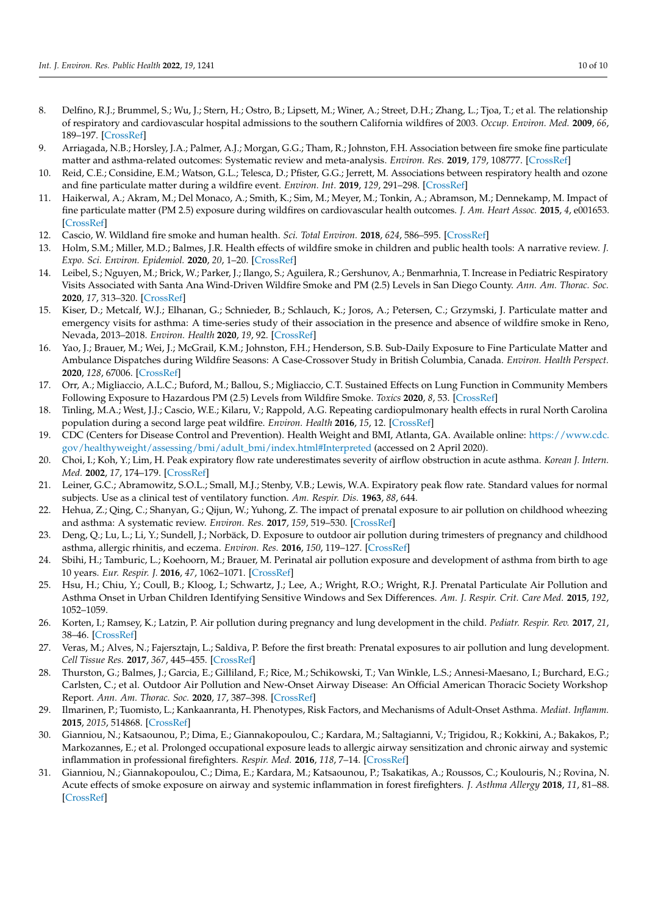8. Delfino, R.J.; Brummel, S.; Wu, J.; Stern, H.; Ostro, B.; Lipsett, M.; Winer, A.; Street, D.H.; Zhang, L.; Tjoa, T.; et al. The relationship of respiratory and cardiovascular hospital admissions to the southern California wildfires of 2003. *Occup. Environ. Med.* **2009**, *66*, 189–197. [CrossRef]
9. Arriagada, N.B.; Horsley, J.A.; Palmer, A.J.; Morgan, G.G.; Tham, R.; Johnston, F.H. Association between fire smoke fine particulate matter and asthma-related outcomes: Systematic review and meta-analysis. *Environ. Res.* **2019**, *179*, 108777. [CrossRef]
10. Reid, C.E.; Considine, E.M.; Watson, G.L.; Telesca, D.; Pfister, G.G.; Jerrett, M. Associations between respiratory health and ozone and fine particulate matter during a wildfire event. *Environ. Int.* **2019**, *129*, 291–298. [CrossRef]
11. Haikerwal, A.; Akram, M.; Del Monaco, A.; Smith, K.; Sim, M.; Meyer, M.; Tonkin, A.; Abramson, M.; Dennekamp, M. Impact of fine particulate matter (PM 2.5) exposure during wildfires on cardiovascular health outcomes. *J. Am. Heart Assoc.* **2015**, *4*, e001653. [CrossRef]
12. Cascio, W. Wildland fire smoke and human health. *Sci. Total Environ.* **2018**, *624*, 586–595. [CrossRef]
13. Holm, S.M.; Miller, M.D.; Balmes, J.R. Health effects of wildfire smoke in children and public health tools: A narrative review. *J. Expo. Sci. Environ. Epidemiol.* **2020**, *20*, 1–20. [CrossRef]
14. Leibel, S.; Nguyen, M.; Brick, W.; Parker, J.; Ilango, S.; Aguilera, R.; Gershunov, A.; Benmarhnia, T. Increase in Pediatric Respiratory Visits Associated with Santa Ana Wind-Driven Wildfire Smoke and PM (2.5) Levels in San Diego County. *Ann. Am. Thorac. Soc.* **2020**, *17*, 313–320. [CrossRef]
15. Kiser, D.; Metcalf, W.J.; Elhanan, G.; Schnieder, B.; Schlauch, K.; Joros, A.; Petersen, C.; Grzymski, J. Particulate matter and emergency visits for asthma: A time-series study of their association in the presence and absence of wildfire smoke in Reno, Nevada, 2013–2018. *Environ. Health* **2020**, *19*, 92. [CrossRef]
16. Yao, J.; Brauer, M.; Wei, J.; McGrail, K.M.; Johnston, F.H.; Henderson, S.B. Sub-Daily Exposure to Fine Particulate Matter and Ambulance Dispatches during Wildfire Seasons: A Case-Crossover Study in British Columbia, Canada. *Environ. Health Perspect.* **2020**, *128*, 67006. [CrossRef]
17. Orr, A.; Migliaccio, A.L.C.; Buford, M.; Ballou, S.; Migliaccio, C.T. Sustained Effects on Lung Function in Community Members Following Exposure to Hazardous PM (2.5) Levels from Wildfire Smoke. *Toxics* **2020**, *8*, 53. [CrossRef]
18. Tinling, M.A.; West, J.J.; Cascio, W.E.; Kilaru, V.; Rappold, A.G. Repeating cardiopulmonary health effects in rural North Carolina population during a second large peat wildfire. *Environ. Health* **2016**, *15*, 12. [CrossRef]
19. CDC (Centers for Disease Control and Prevention). Health Weight and BMI, Atlanta, GA. Available online: https://www.cdc.gov/healthyweight/assessing/bmi/adult_bmi/index.html#Interpreted (accessed on 2 April 2020).
20. Choi, I.; Koh, Y.; Lim, H. Peak expiratory flow rate underestimates severity of airflow obstruction in acute asthma. *Korean J. Intern. Med.* **2002**, *17*, 174–179. [CrossRef]
21. Leiner, G.C.; Abramowitz, S.O.L.; Small, M.J.; Stenby, V.B.; Lewis, W.A. Expiratory peak flow rate. Standard values for normal subjects. Use as a clinical test of ventilatory function. *Am. Respir. Dis.* **1963**, *88*, 644.
22. Hehua, Z.; Qing, C.; Shanyan, G.; Qijun, W.; Yuhong, Z. The impact of prenatal exposure to air pollution on childhood wheezing and asthma: A systematic review. *Environ. Res.* **2017**, *159*, 519–530. [CrossRef]
23. Deng, Q.; Lu, L.; Li, Y.; Sundell, J.; Norbäck, D. Exposure to outdoor air pollution during trimesters of pregnancy and childhood asthma, allergic rhinitis, and eczema. *Environ. Res.* **2016**, *150*, 119–127. [CrossRef]
24. Sbihi, H.; Tamburic, L.; Koehoorn, M.; Brauer, M. Perinatal air pollution exposure and development of asthma from birth to age 10 years. *Eur. Respir. J.* **2016**, *47*, 1062–1071. [CrossRef]
25. Hsu, H.; Chiu, Y.; Coull, B.; Kloog, I.; Schwartz, J.; Lee, A.; Wright, R.O.; Wright, R.J. Prenatal Particulate Air Pollution and Asthma Onset in Urban Children Identifying Sensitive Windows and Sex Differences. *Am. J. Respir. Crit. Care Med.* **2015**, *192*, 1052–1059.
26. Korten, I.; Ramsey, K.; Latzin, P. Air pollution during pregnancy and lung development in the child. *Pediatr. Respir. Rev.* **2017**, *21*, 38–46. [CrossRef]
27. Veras, M.; Alves, N.; Fajersztajn, L.; Saldiva, P. Before the first breath: Prenatal exposures to air pollution and lung development. *Cell Tissue Res.* **2017**, *367*, 445–455. [CrossRef]
28. Thurston, G.; Balmes, J.; Garcia, E.; Gilliland, F.; Rice, M.; Schikowski, T.; Van Winkle, L.S.; Annesi-Maesano, I.; Burchard, E.G.; Carlsten, C.; et al. Outdoor Air Pollution and New-Onset Airway Disease: An Official American Thoracic Society Workshop Report. *Ann. Am. Thorac. Soc.* **2020**, *17*, 387–398. [CrossRef]
29. Ilmarinen, P.; Tuomisto, L.; Kankaanranta, H. Phenotypes, Risk Factors, and Mechanisms of Adult-Onset Asthma. *Mediat. Inflamm.* **2015**, *2015*, 514868. [CrossRef]
30. Gianniou, N.; Katsaounou, P.; Dima, E.; Giannakopoulou, C.; Kardara, M.; Saltagianni, V.; Trigidou, R.; Kokkini, A.; Bakakos, P.; Markozannes, E.; et al. Prolonged occupational exposure leads to allergic airway sensitization and chronic airway and systemic inflammation in professional firefighters. *Respir. Med.* **2016**, *118*, 7–14. [CrossRef]
31. Gianniou, N.; Giannakopoulou, C.; Dima, E.; Kardara, M.; Katsaounou, P.; Tsakatikas, A.; Roussos, C.; Koulouris, N.; Rovina, N. Acute effects of smoke exposure on airway and systemic inflammation in forest firefighters. *J. Asthma Allergy* **2018**, *11*, 81–88. [CrossRef]